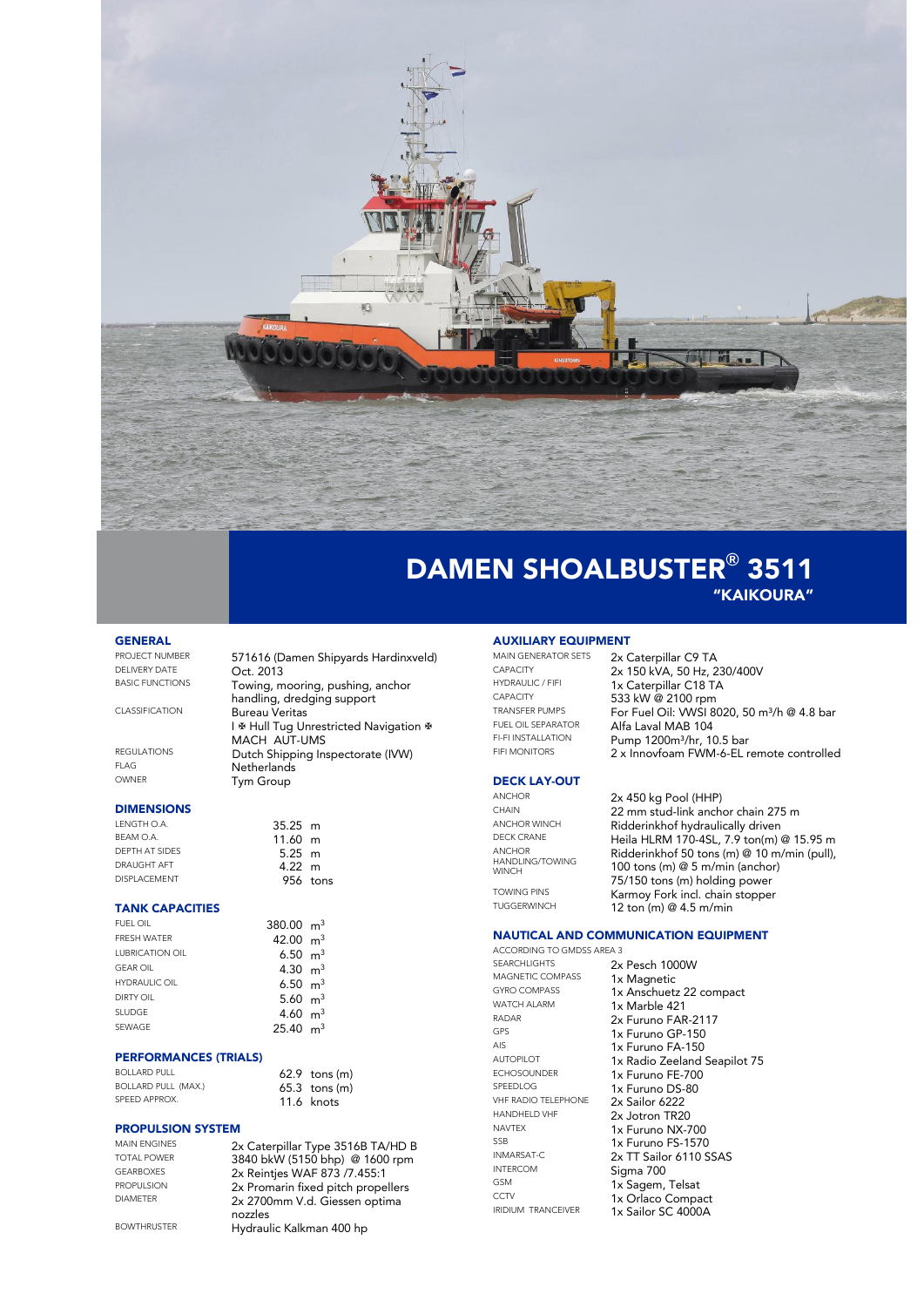# DAMEN SHOALBUSTER® 3511

## "KAIKOURA"

## GENERAL

| | |
|---|---|
| PROJECT NUMBER | 571616 (Damen Shipyards Hardinxveld) |
| DELIVERY DATE | Oct. 2013 |
| BASIC FUNCTIONS | Towing, mooring, pushing, anchor handling, dredging support |
| CLASSIFICATION | Bureau Veritas<br>I ✠ Hull Tug Unrestricted Navigation ✠ MACH AUT-UMS |
| REGULATIONS | Dutch Shipping Inspectorate (IVW) |
| FLAG | Netherlands |
| OWNER | Tym Group |

## DIMENSIONS

| | |
|---|---|
| LENGTH O.A. | 35.25 m |
| BEAM O.A. | 11.60 m |
| DEPTH AT SIDES | 5.25 m |
| DRAUGHT AFT | 4.22 m |
| DISPLACEMENT | 956 tons |

## TANK CAPACITIES

| | |
|---|---|
| FUEL OIL | 380.00 $m^3$ |
| FRESH WATER | 42.00 $m^3$ |
| LUBRICATION OIL | 6.50 $m^3$ |
| GEAR OIL | 4.30 $m^3$ |
| HYDRAULIC OIL | 6.50 $m^3$ |
| DIRTY OIL | 5.60 $m^3$ |
| SLUDGE | 4.60 $m^3$ |
| SEWAGE | 25.40 $m^3$ |

## PERFORMANCES (TRIALS)

| | |
|---|---|
| BOLLARD PULL | 62.9 tons (m) |
| BOLLARD PULL (MAX.) | 65.3 tons (m) |
| SPEED APPROX. | 11.6 knots |

## PROPULSION SYSTEM

| | |
|---|---|
| MAIN ENGINES | 2x Caterpillar Type 3516B TA/HD B |
| TOTAL POWER | 3840 bkW (5150 bhp) @ 1600 rpm |
| GEARBOXES | 2x Reintjes WAF 873 /7.455:1 |
| PROPULSION | 2x Promarin fixed pitch propellers |
| DIAMETER | 2x 2700mm V.d. Giessen optima nozzles |
| BOWTHRUSTER | Hydraulic Kalkman 400 hp |

## AUXILIARY EQUIPMENT

| | |
|---|---|
| MAIN GENERATOR SETS | 2x Caterpillar C9 TA |
| CAPACITY | 2x 150 kVA, 50 Hz, 230/400V |
| HYDRAULIC / FIFI | 1x Caterpillar C18 TA |
| CAPACITY | 533 kW @ 2100 rpm |
| TRANSFER PUMPS | For Fuel Oil: VWSI 8020, 50 $m^3$/h @ 4.8 bar |
| FUEL OIL SEPARATOR | Alfa Laval MAB 104 |
| FI-FI INSTALLATION | Pump 1200$m^3$/hr, 10.5 bar |
| FIFI MONITORS | 2 x Innovfoam FWM-6-EL remote controlled |

## DECK LAY-OUT

| | |
|---|---|
| ANCHOR | 2x 450 kg Pool (HHP) |
| CHAIN | 22 mm stud-link anchor chain 275 m |
| ANCHOR WINCH | Ridderinkhof hydraulically driven |
| DECK CRANE | Heila HLRM 170-4SL, 7.9 ton(m) @ 15.95 m |
| ANCHOR HANDLING/TOWING WINCH | Ridderinkhof 50 tons (m) @ 10 m/min (pull), 100 tons (m) @ 5 m/min (anchor)<br>75/150 tons (m) holding power |
| TOWING PINS | Karmoy Fork incl. chain stopper |
| TUGGERWINCH | 12 ton (m) @ 4.5 m/min |

## NAUTICAL AND COMMUNICATION EQUIPMENT

ACCORDING TO GMDSS AREA 3

| | |
|---|---|
| SEARCHLIGHTS | 2x Pesch 1000W |
| MAGNETIC COMPASS | 1x Magnetic |
| GYRO COMPASS | 1x Anschuetz 22 compact |
| WATCH ALARM | 1x Marble 421 |
| RADAR | 2x Furuno FAR-2117 |
| GPS | 1x Furuno GP-150 |
| AIS | 1x Furuno FA-150 |
| AUTOPILOT | 1x Radio Zeeland Seapilot 75 |
| ECHOSOUNDER | 1x Furuno FE-700 |
| SPEEDLOG | 1x Furuno DS-80 |
| VHF RADIO TELEPHONE | 2x Sailor 6222 |
| HANDHELD VHF | 2x Jotron TR20 |
| NAVTEX | 1x Furuno NX-700 |
| SSB | 1x Furuno FS-1570 |
| INMARSAT-C | 2x TT Sailor 6110 SSAS |
| INTERCOM | Sigma 700 |
| GSM | 1x Sagem, Telsat |
| CCTV | 1x Orlaco Compact |
| IRIDIUM TRANCEIVER | 1x Sailor SC 4000A |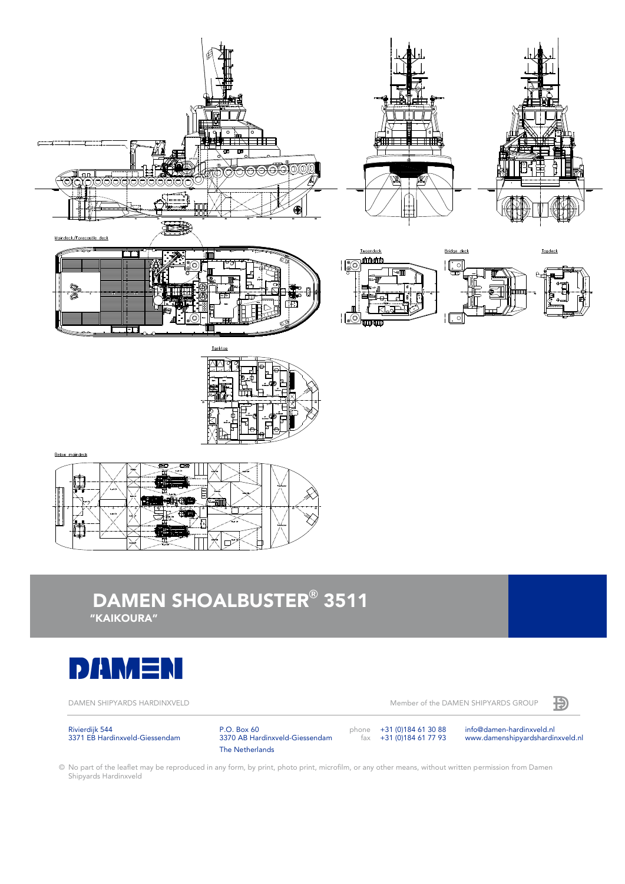Maindeck/Forecastle deck

Tweendeck

Bridge deck

Topdeck

Tanktop

Below maindeck

# DAMEN SHOALBUSTER® 3511

## "KAIKOURA"

DAMEN

DAMEN SHIPYARDS HARDINXVELD

Member of the DAMEN SHIPYARDS GROUP

Rivierdijk 544
3371 EB Hardinxveld-Giessendam

P.O. Box 60
3370 AB Hardinxveld-Giessendam
The Netherlands

phone +31 (0)184 61 30 88
fax +31 (0)184 61 77 93

info@damen-hardinxveld.nl
www.damenshipyardshardinxveld.nl

© No part of the leaflet may be reproduced in any form, by print, photo print, microfilm, or any other means, without written permission from Damen Shipyards Hardinxveld